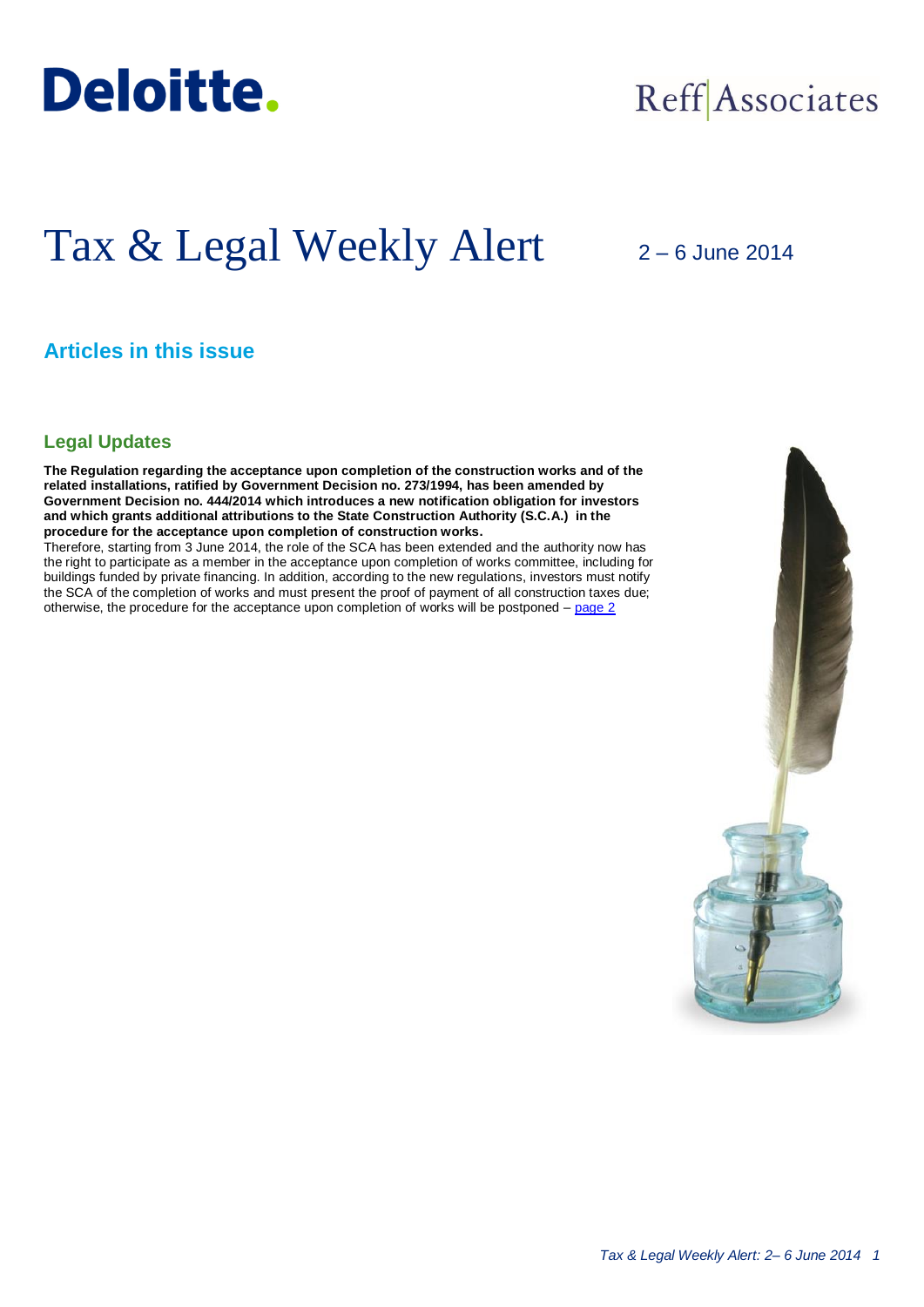Deloitte.

Reff|Associates

# Tax & Legal Weekly Alert

2 – 6 June 2014

## Articles in this issue

### Legal Updates

**The Regulation regarding the acceptance upon completion of the construction works and of the related installations, ratified by Government Decision no. 273/1994, has been amended by Government Decision no. 444/2014 which introduces a new notification obligation for investors and which grants additional attributions to the State Construction Authority (S.C.A.) in the procedure for the acceptance upon completion of construction works.**

Therefore, starting from 3 June 2014, the role of the SCA has been extended and the authority now has the right to participate as a member in the acceptance upon completion of works committee, including for buildings funded by private financing. In addition, according to the new regulations, investors must notify the SCA of the completion of works and must present the proof of payment of all construction taxes due; otherwise, the procedure for the acceptance upon completion of works will be postponed – page 2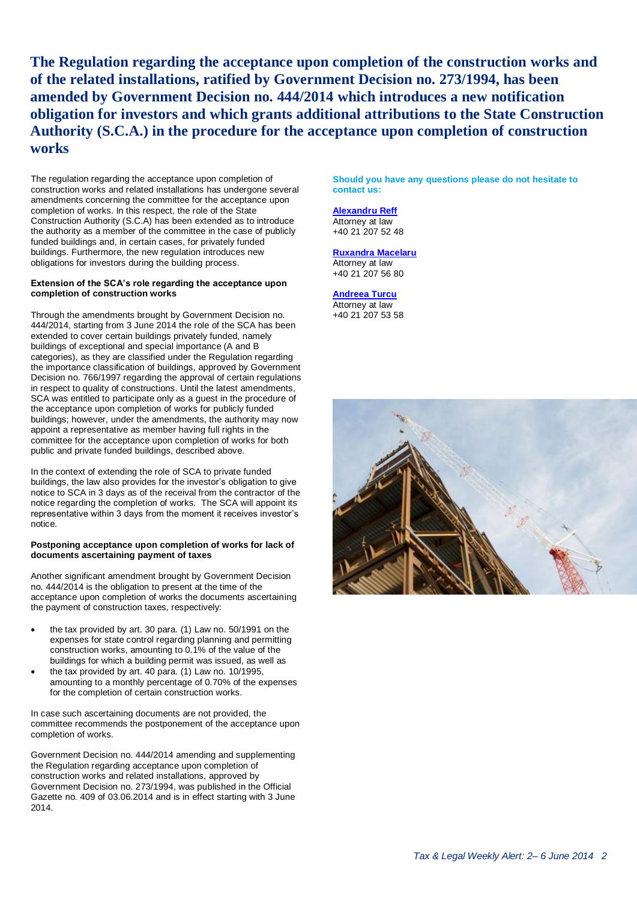# The Regulation regarding the acceptance upon completion of the construction works and of the related installations, ratified by Government Decision no. 273/1994, has been amended by Government Decision no. 444/2014 which introduces a new notification obligation for investors and which grants additional attributions to the State Construction Authority (S.C.A.) in the procedure for the acceptance upon completion of construction works

The regulation regarding the acceptance upon completion of construction works and related installations has undergone several amendments concerning the committee for the acceptance upon completion of works. In this respect, the role of the State Construction Authority (S.C.A) has been extended as to introduce the authority as a member of the committee in the case of publicly funded buildings and, in certain cases, for privately funded buildings. Furthermore, the new regulation introduces new obligations for investors during the building process.

**Extension of the SCA's role regarding the acceptance upon completion of construction works**

Through the amendments brought by Government Decision no. 444/2014, starting from 3 June 2014 the role of the SCA has been extended to cover certain buildings privately funded, namely buildings of exceptional and special importance (A and B categories), as they are classified under the Regulation regarding the importance classification of buildings, approved by Government Decision no. 766/1997 regarding the approval of certain regulations in respect to quality of constructions. Until the latest amendments, SCA was entitled to participate only as a guest in the procedure of the acceptance upon completion of works for publicly funded buildings; however, under the amendments, the authority may now appoint a representative as member having full rights in the committee for the acceptance upon completion of works for both public and private funded buildings, described above.

In the context of extending the role of SCA to private funded buildings, the law also provides for the investor's obligation to give notice to SCA in 3 days as of the receival from the contractor of the notice regarding the completion of works. The SCA will appoint its representative within 3 days from the moment it receives investor's notice.

**Postponing acceptance upon completion of works for lack of documents ascertaining payment of taxes**

Another significant amendment brought by Government Decision no. 444/2014 is the obligation to present at the time of the acceptance upon completion of works the documents ascertaining the payment of construction taxes, respectively:

- the tax provided by art. 30 para. (1) Law no. 50/1991 on the expenses for state control regarding planning and permitting construction works, amounting to 0.1% of the value of the buildings for which a building permit was issued, as well as
- the tax provided by art. 40 para. (1) Law no. 10/1995, amounting to a monthly percentage of 0.70% of the expenses for the completion of certain construction works.

In case such ascertaining documents are not provided, the committee recommends the postponement of the acceptance upon completion of works.

Government Decision no. 444/2014 amending and supplementing the Regulation regarding acceptance upon completion of construction works and related installations, approved by Government Decision no. 273/1994, was published in the Official Gazette no. 409 of 03.06.2014 and is in effect starting with 3 June 2014.

**Should you have any questions please do not hesitate to contact us:**

**Alexandru Reff**
Attorney at law
+40 21 207 52 48

**Ruxandra Macelaru**
Attorney at law
+40 21 207 56 80

**Andreea Turcu**
Attorney at law
+40 21 207 53 58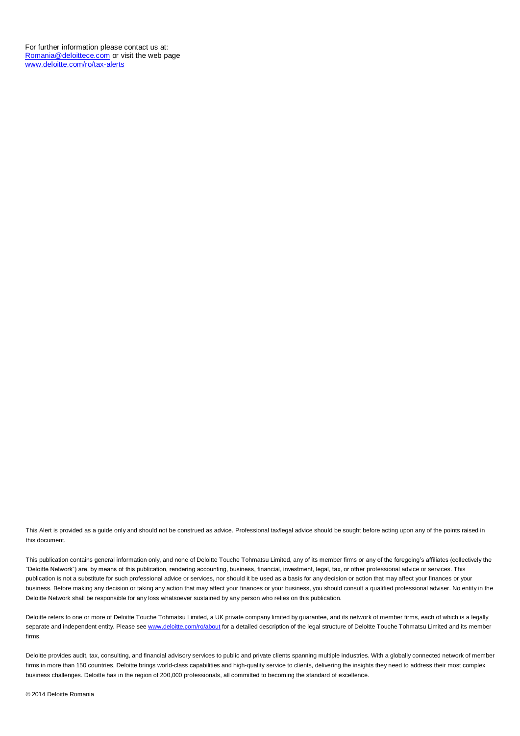For further information please contact us at:
[Romania@deloittece.com](mailto:Romania@deloittece.com) or visit the web page
[www.deloitte.com/ro/tax-alerts](http://www.deloitte.com/ro/tax-alerts)

This Alert is provided as a guide only and should not be construed as advice. Professional tax/legal advice should be sought before acting upon any of the points raised in this document.

This publication contains general information only, and none of Deloitte Touche Tohmatsu Limited, any of its member firms or any of the foregoing's affiliates (collectively the "Deloitte Network") are, by means of this publication, rendering accounting, business, financial, investment, legal, tax, or other professional advice or services. This publication is not a substitute for such professional advice or services, nor should it be used as a basis for any decision or action that may affect your finances or your business. Before making any decision or taking any action that may affect your finances or your business, you should consult a qualified professional adviser. No entity in the Deloitte Network shall be responsible for any loss whatsoever sustained by any person who relies on this publication.

Deloitte refers to one or more of Deloitte Touche Tohmatsu Limited, a UK private company limited by guarantee, and its network of member firms, each of which is a legally separate and independent entity. Please see [www.deloitte.com/ro/about](http://www.deloitte.com/ro/about) for a detailed description of the legal structure of Deloitte Touche Tohmatsu Limited and its member firms.

Deloitte provides audit, tax, consulting, and financial advisory services to public and private clients spanning multiple industries. With a globally connected network of member firms in more than 150 countries, Deloitte brings world-class capabilities and high-quality service to clients, delivering the insights they need to address their most complex business challenges. Deloitte has in the region of 200,000 professionals, all committed to becoming the standard of excellence.

© 2014 Deloitte Romania